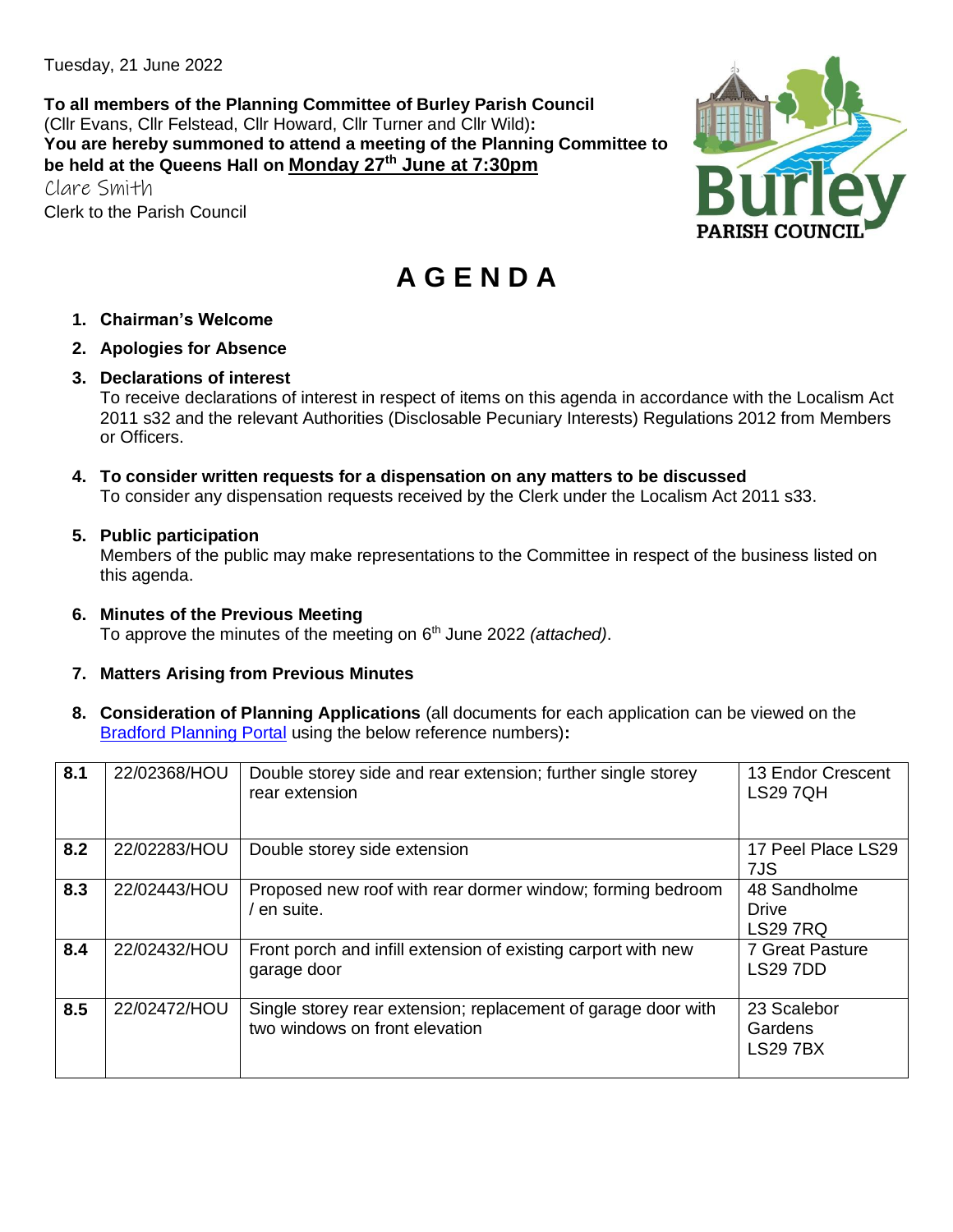Tuesday, 21 June 2022

**To all members of the Planning Committee of Burley Parish Council**
(Cllr Evans, Cllr Felstead, Cllr Howard, Cllr Turner and Cllr Wild)**:**
**You are hereby summoned to attend a meeting of the Planning Committee to be held at the Queens Hall on Monday 27th June at 7:30pm**

Clare Smith
Clerk to the Parish Council

# AGENDA

1. **Chairman's Welcome**
2. **Apologies for Absence**
3. **Declarations of interest**
   To receive declarations of interest in respect of items on this agenda in accordance with the Localism Act 2011 s32 and the relevant Authorities (Disclosable Pecuniary Interests) Regulations 2012 from Members or Officers.
4. **To consider written requests for a dispensation on any matters to be discussed**
   To consider any dispensation requests received by the Clerk under the Localism Act 2011 s33.
5. **Public participation**
   Members of the public may make representations to the Committee in respect of the business listed on this agenda.
6. **Minutes of the Previous Meeting**
   To approve the minutes of the meeting on 6th June 2022 *(attached)*.
7. **Matters Arising from Previous Minutes**
8. **Consideration of Planning Applications** (all documents for each application can be viewed on the Bradford Planning Portal using the below reference numbers)**:**

| | | | |
|---|---|---|---|
| **8.1** | 22/02368/HOU | Double storey side and rear extension; further single storey rear extension | 13 Endor Crescent LS29 7QH |
| **8.2** | 22/02283/HOU | Double storey side extension | 17 Peel Place LS29 7JS |
| **8.3** | 22/02443/HOU | Proposed new roof with rear dormer window; forming bedroom / en suite. | 48 Sandholme Drive LS29 7RQ |
| **8.4** | 22/02432/HOU | Front porch and infill extension of existing carport with new garage door | 7 Great Pasture LS29 7DD |
| **8.5** | 22/02472/HOU | Single storey rear extension; replacement of garage door with two windows on front elevation | 23 Scalebor Gardens LS29 7BX |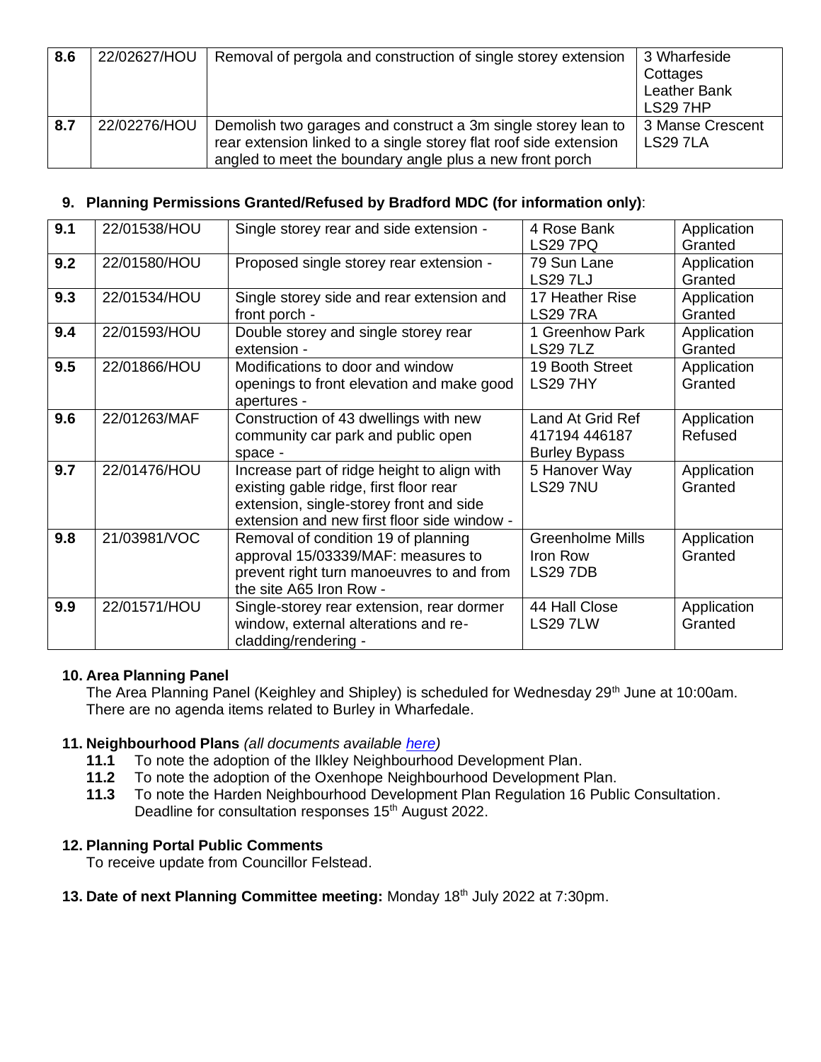| | | | |
|---|---|---|---|
| **8.6** | 22/02627/HOU | Removal of pergola and construction of single storey extension | 3 Wharfeside Cottages Leather Bank LS29 7HP |
| **8.7** | 22/02276/HOU | Demolish two garages and construct a 3m single storey lean to rear extension linked to a single storey flat roof side extension angled to meet the boundary angle plus a new front porch | 3 Manse Crescent LS29 7LA |

## 9. Planning Permissions Granted/Refused by Bradford MDC (for information only):

| | | | | |
|---|---|---|---|---|
| **9.1** | 22/01538/HOU | Single storey rear and side extension - | 4 Rose Bank LS29 7PQ | Application Granted |
| **9.2** | 22/01580/HOU | Proposed single storey rear extension - | 79 Sun Lane LS29 7LJ | Application Granted |
| **9.3** | 22/01534/HOU | Single storey side and rear extension and front porch - | 17 Heather Rise LS29 7RA | Application Granted |
| **9.4** | 22/01593/HOU | Double storey and single storey rear extension - | 1 Greenhow Park LS29 7LZ | Application Granted |
| **9.5** | 22/01866/HOU | Modifications to door and window openings to front elevation and make good apertures - | 19 Booth Street LS29 7HY | Application Granted |
| **9.6** | 22/01263/MAF | Construction of 43 dwellings with new community car park and public open space - | Land At Grid Ref 417194 446187 Burley Bypass | Application Refused |
| **9.7** | 22/01476/HOU | Increase part of ridge height to align with existing gable ridge, first floor rear extension, single-storey front and side extension and new first floor side window - | 5 Hanover Way LS29 7NU | Application Granted |
| **9.8** | 21/03981/VOC | Removal of condition 19 of planning approval 15/03339/MAF: measures to prevent right turn manoeuvres to and from the site A65 Iron Row - | Greenholme Mills Iron Row LS29 7DB | Application Granted |
| **9.9** | 22/01571/HOU | Single-storey rear extension, rear dormer window, external alterations and re-cladding/rendering - | 44 Hall Close LS29 7LW | Application Granted |

## 10. Area Planning Panel

The Area Planning Panel (Keighley and Shipley) is scheduled for Wednesday 29th June at 10:00am. There are no agenda items related to Burley in Wharfedale.

## 11. Neighbourhood Plans *(all documents available [here](here))*

**11.1** To note the adoption of the Ilkley Neighbourhood Development Plan.

**11.2** To note the adoption of the Oxenhope Neighbourhood Development Plan.

**11.3** To note the Harden Neighbourhood Development Plan Regulation 16 Public Consultation. Deadline for consultation responses 15th August 2022.

## 12. Planning Portal Public Comments

To receive update from Councillor Felstead.

## 13. Date of next Planning Committee meeting: Monday 18th July 2022 at 7:30pm.